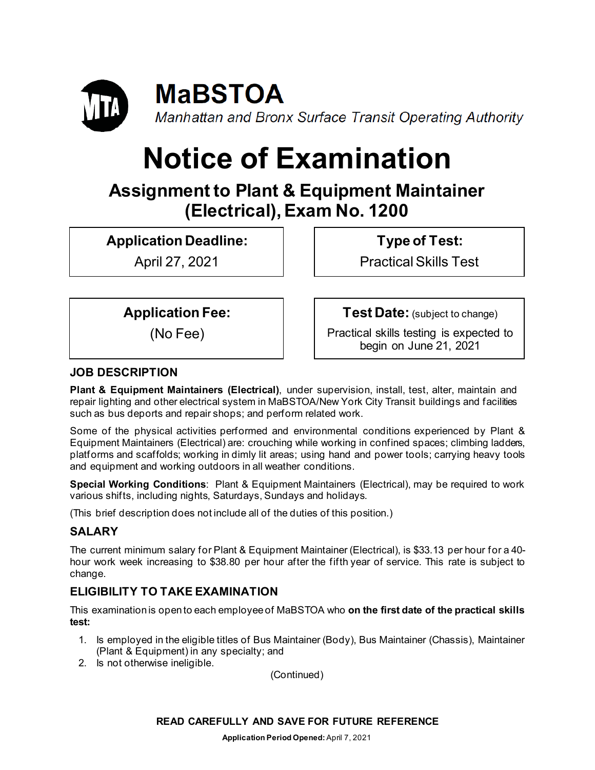# MaBSTOA

*Manhattan and Bronx Surface Transit Operating Authority*

# Notice of Examination

## Assignment to Plant & Equipment Maintainer (Electrical), Exam No. 1200

| Application Deadline: | Type of Test: |
|---|---|
| April 27, 2021 | Practical Skills Test |

| Application Fee: | Test Date: (subject to change) |
|---|---|
| (No Fee) | Practical skills testing is expected to begin on June 21, 2021 |

### JOB DESCRIPTION

**Plant & Equipment Maintainers (Electrical)**, under supervision, install, test, alter, maintain and repair lighting and other electrical system in MaBSTOA/New York City Transit buildings and facilities such as bus deports and repair shops; and perform related work.

Some of the physical activities performed and environmental conditions experienced by Plant & Equipment Maintainers (Electrical) are: crouching while working in confined spaces; climbing ladders, platforms and scaffolds; working in dimly lit areas; using hand and power tools; carrying heavy tools and equipment and working outdoors in all weather conditions.

**Special Working Conditions**: Plant & Equipment Maintainers (Electrical), may be required to work various shifts, including nights, Saturdays, Sundays and holidays.

(This brief description does not include all of the duties of this position.)

### SALARY

The current minimum salary for Plant & Equipment Maintainer (Electrical), is $33.13 per hour for a 40-hour work week increasing to $38.80 per hour after the fifth year of service. This rate is subject to change.

### ELIGIBILITY TO TAKE EXAMINATION

This examination is open to each employee of MaBSTOA who **on the first date of the practical skills test:**

1. Is employed in the eligible titles of Bus Maintainer (Body), Bus Maintainer (Chassis), Maintainer (Plant & Equipment) in any specialty; and
2. Is not otherwise ineligible.

(Continued)

**READ CAREFULLY AND SAVE FOR FUTURE REFERENCE**

**Application Period Opened:** April 7, 2021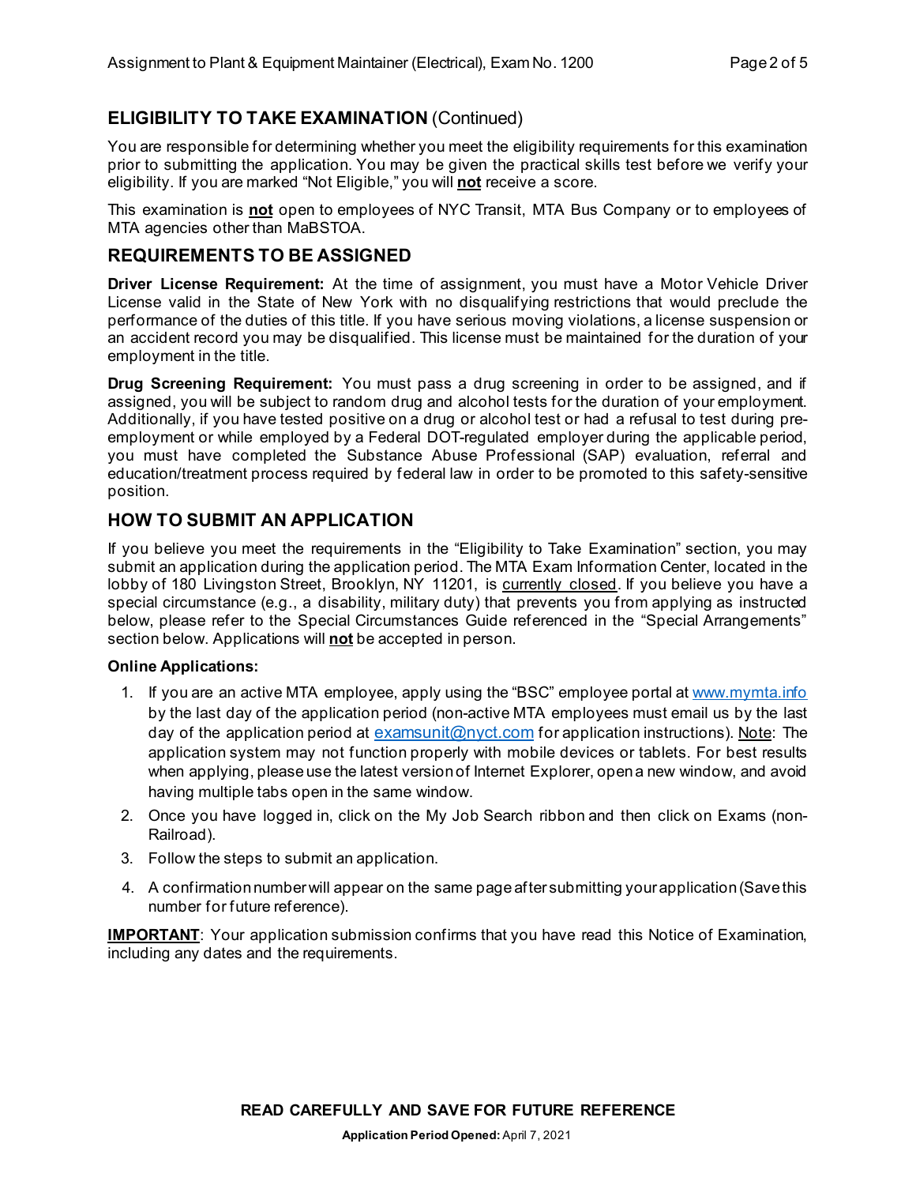## ELIGIBILITY TO TAKE EXAMINATION (Continued)

You are responsible for determining whether you meet the eligibility requirements for this examination prior to submitting the application. You may be given the practical skills test before we verify your eligibility. If you are marked "Not Eligible," you will **not** receive a score.

This examination is **not** open to employees of NYC Transit, MTA Bus Company or to employees of MTA agencies other than MaBSTOA.

## REQUIREMENTS TO BE ASSIGNED

**Driver License Requirement:** At the time of assignment, you must have a Motor Vehicle Driver License valid in the State of New York with no disqualifying restrictions that would preclude the performance of the duties of this title. If you have serious moving violations, a license suspension or an accident record you may be disqualified. This license must be maintained for the duration of your employment in the title.

**Drug Screening Requirement:** You must pass a drug screening in order to be assigned, and if assigned, you will be subject to random drug and alcohol tests for the duration of your employment. Additionally, if you have tested positive on a drug or alcohol test or had a refusal to test during pre-employment or while employed by a Federal DOT-regulated employer during the applicable period, you must have completed the Substance Abuse Professional (SAP) evaluation, referral and education/treatment process required by federal law in order to be promoted to this safety-sensitive position.

## HOW TO SUBMIT AN APPLICATION

If you believe you meet the requirements in the "Eligibility to Take Examination" section, you may submit an application during the application period. The MTA Exam Information Center, located in the lobby of 180 Livingston Street, Brooklyn, NY 11201, is currently closed. If you believe you have a special circumstance (e.g., a disability, military duty) that prevents you from applying as instructed below, please refer to the Special Circumstances Guide referenced in the "Special Arrangements" section below. Applications will **not** be accepted in person.

**Online Applications:**

1. If you are an active MTA employee, apply using the "BSC" employee portal at www.mymta.info by the last day of the application period (non-active MTA employees must email us by the last day of the application period at examsunit@nyct.com for application instructions). Note: The application system may not function properly with mobile devices or tablets. For best results when applying, please use the latest version of Internet Explorer, open a new window, and avoid having multiple tabs open in the same window.
2. Once you have logged in, click on the My Job Search ribbon and then click on Exams (non-Railroad).
3. Follow the steps to submit an application.
4. A confirmation number will appear on the same page after submitting your application (Save this number for future reference).

**IMPORTANT**: Your application submission confirms that you have read this Notice of Examination, including any dates and the requirements.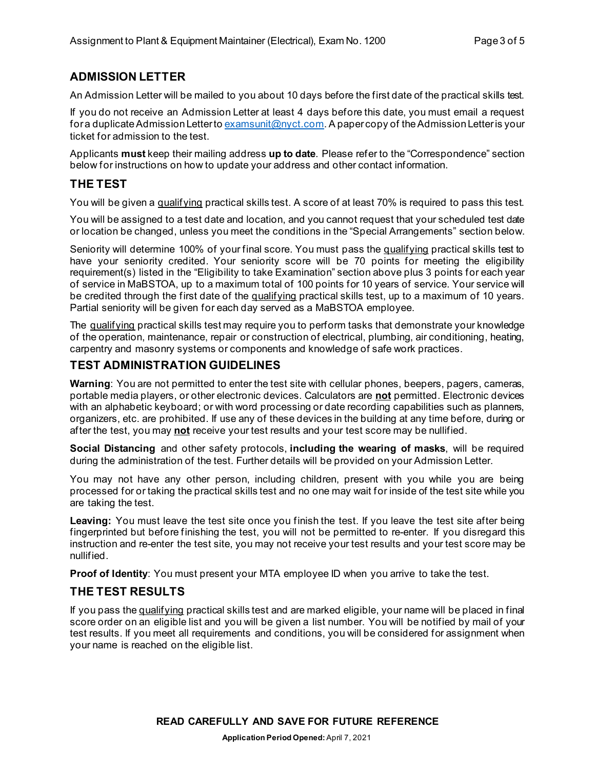## ADMISSION LETTER

An Admission Letter will be mailed to you about 10 days before the first date of the practical skills test.

If you do not receive an Admission Letter at least 4 days before this date, you must email a request for a duplicate Admission Letter to examsunit@nyct.com. A paper copy of the Admission Letter is your ticket for admission to the test.

Applicants **must** keep their mailing address **up to date**. Please refer to the "Correspondence" section below for instructions on how to update your address and other contact information.

## THE TEST

You will be given a qualifying practical skills test. A score of at least 70% is required to pass this test.

You will be assigned to a test date and location, and you cannot request that your scheduled test date or location be changed, unless you meet the conditions in the "Special Arrangements" section below.

Seniority will determine 100% of your final score. You must pass the qualifying practical skills test to have your seniority credited. Your seniority score will be 70 points for meeting the eligibility requirement(s) listed in the "Eligibility to take Examination" section above plus 3 points for each year of service in MaBSTOA, up to a maximum total of 100 points for 10 years of service. Your service will be credited through the first date of the qualifying practical skills test, up to a maximum of 10 years. Partial seniority will be given for each day served as a MaBSTOA employee.

The qualifying practical skills test may require you to perform tasks that demonstrate your knowledge of the operation, maintenance, repair or construction of electrical, plumbing, air conditioning, heating, carpentry and masonry systems or components and knowledge of safe work practices.

## TEST ADMINISTRATION GUIDELINES

**Warning**: You are not permitted to enter the test site with cellular phones, beepers, pagers, cameras, portable media players, or other electronic devices. Calculators are **not** permitted. Electronic devices with an alphabetic keyboard; or with word processing or date recording capabilities such as planners, organizers, etc. are prohibited. If use any of these devices in the building at any time before, during or after the test, you may **not** receive your test results and your test score may be nullified.

**Social Distancing** and other safety protocols, **including the wearing of masks**, will be required during the administration of the test. Further details will be provided on your Admission Letter.

You may not have any other person, including children, present with you while you are being processed for or taking the practical skills test and no one may wait for inside of the test site while you are taking the test.

**Leaving:** You must leave the test site once you finish the test. If you leave the test site after being fingerprinted but before finishing the test, you will not be permitted to re-enter. If you disregard this instruction and re-enter the test site, you may not receive your test results and your test score may be nullified.

**Proof of Identity**: You must present your MTA employee ID when you arrive to take the test.

## THE TEST RESULTS

If you pass the qualifying practical skills test and are marked eligible, your name will be placed in final score order on an eligible list and you will be given a list number. You will be notified by mail of your test results. If you meet all requirements and conditions, you will be considered for assignment when your name is reached on the eligible list.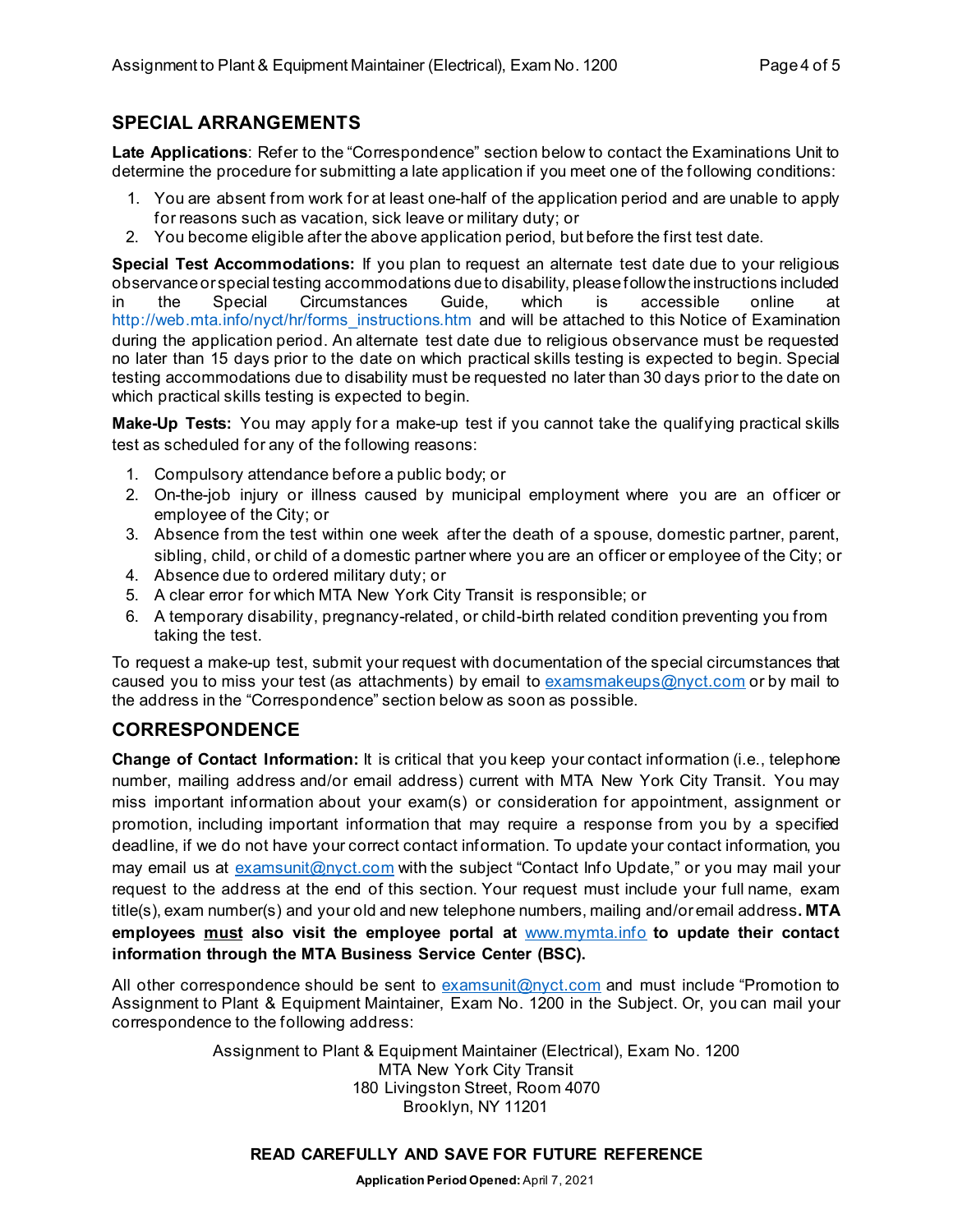## SPECIAL ARRANGEMENTS

**Late Applications**: Refer to the "Correspondence" section below to contact the Examinations Unit to determine the procedure for submitting a late application if you meet one of the following conditions:

1. You are absent from work for at least one-half of the application period and are unable to apply for reasons such as vacation, sick leave or military duty; or
2. You become eligible after the above application period, but before the first test date.

**Special Test Accommodations:** If you plan to request an alternate test date due to your religious observance or special testing accommodations due to disability, please follow the instructions included in the Special Circumstances Guide, which is accessible online at http://web.mta.info/nyct/hr/forms_instructions.htm and will be attached to this Notice of Examination during the application period. An alternate test date due to religious observance must be requested no later than 15 days prior to the date on which practical skills testing is expected to begin. Special testing accommodations due to disability must be requested no later than 30 days prior to the date on which practical skills testing is expected to begin.

**Make-Up Tests:** You may apply for a make-up test if you cannot take the qualifying practical skills test as scheduled for any of the following reasons:

1. Compulsory attendance before a public body; or
2. On-the-job injury or illness caused by municipal employment where you are an officer or employee of the City; or
3. Absence from the test within one week after the death of a spouse, domestic partner, parent, sibling, child, or child of a domestic partner where you are an officer or employee of the City; or
4. Absence due to ordered military duty; or
5. A clear error for which MTA New York City Transit is responsible; or
6. A temporary disability, pregnancy-related, or child-birth related condition preventing you from taking the test.

To request a make-up test, submit your request with documentation of the special circumstances that caused you to miss your test (as attachments) by email to examsmakeups@nyct.com or by mail to the address in the "Correspondence" section below as soon as possible.

## CORRESPONDENCE

**Change of Contact Information:** It is critical that you keep your contact information (i.e., telephone number, mailing address and/or email address) current with MTA New York City Transit. You may miss important information about your exam(s) or consideration for appointment, assignment or promotion, including important information that may require a response from you by a specified deadline, if we do not have your correct contact information. To update your contact information, you may email us at examsunit@nyct.com with the subject "Contact Info Update," or you may mail your request to the address at the end of this section. Your request must include your full name, exam title(s), exam number(s) and your old and new telephone numbers, mailing and/or email address**. MTA employees <u>must</u> also visit the employee portal at www.mymta.info to update their contact information through the MTA Business Service Center (BSC).**

All other correspondence should be sent to examsunit@nyct.com and must include "Promotion to Assignment to Plant & Equipment Maintainer, Exam No. 1200 in the Subject. Or, you can mail your correspondence to the following address:

Assignment to Plant & Equipment Maintainer (Electrical), Exam No. 1200
MTA New York City Transit
180 Livingston Street, Room 4070
Brooklyn, NY 11201

**READ CAREFULLY AND SAVE FOR FUTURE REFERENCE**

**Application Period Opened:** April 7, 2021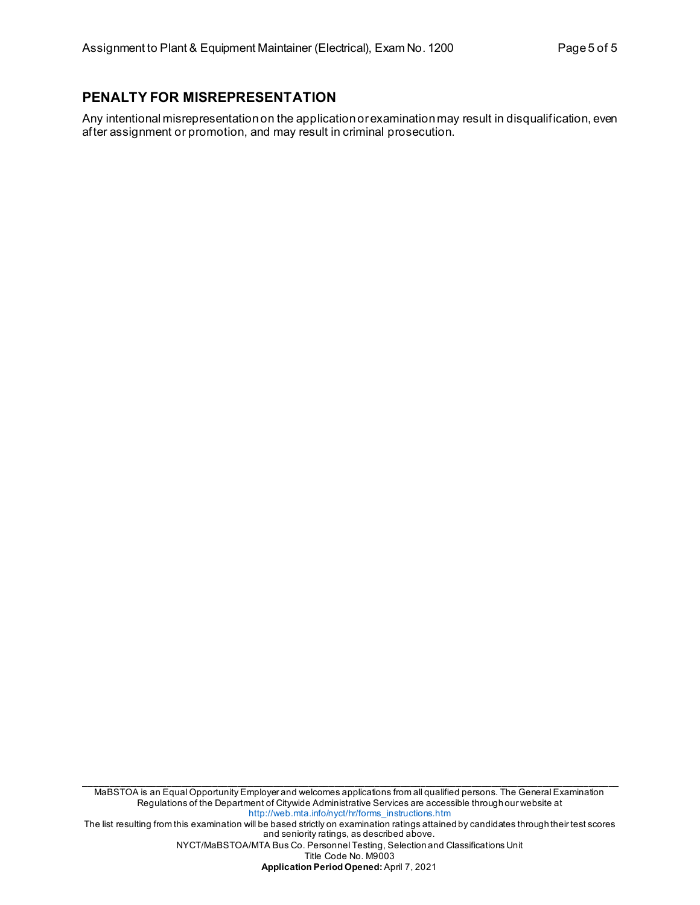## PENALTY FOR MISREPRESENTATION

Any intentional misrepresentation on the application or examination may result in disqualification, even after assignment or promotion, and may result in criminal prosecution.

---

MaBSTOA is an Equal Opportunity Employer and welcomes applications from all qualified persons. The General Examination Regulations of the Department of Citywide Administrative Services are accessible through our website at http://web.mta.info/nyct/hr/forms_instructions.htm

The list resulting from this examination will be based strictly on examination ratings attained by candidates through their test scores and seniority ratings, as described above.

NYCT/MaBSTOA/MTA Bus Co. Personnel Testing, Selection and Classifications Unit

Title Code No. M9003

**Application Period Opened:** April 7, 2021